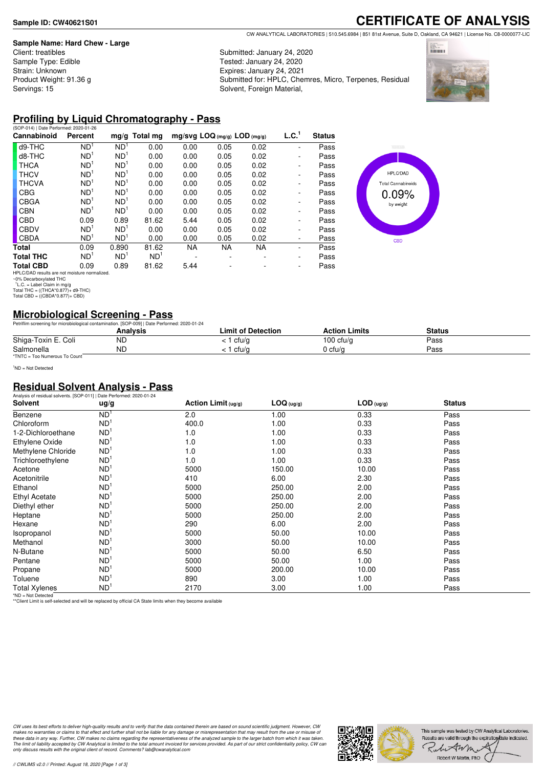**Sample ID: CW40621S01**

# CERTIFICATE OF ANALYSIS

CW ANALYTICAL LABORATORIES | 510.545.6984 | 851 81st Avenue, Suite D, Oakland, CA 94621 | License No. C8-0000077-LIC

**Sample Name: Hard Chew - Large**
Client: treatibles
Sample Type: Edible
Strain: Unknown
Product Weight: 91.36 g
Servings: 15

Submitted: January 24, 2020
Tested: January 24, 2020
Expires: January 24, 2021
Submitted for: HPLC, Chemres, Micro, Terpenes, Residual Solvent, Foreign Material,

## Profiling by Liquid Chromatography - Pass

(SOP-014) | Date Performed: 2020-01-26

| Cannabinoid | Percent | mg/g | Total mg | mg/svg | LOQ (mg/g) | LOD (mg/g) | L.C.[1] | Status |
|---|---|---|---|---|---|---|---|---|
| d9-THC | ND[1] | ND[1] | 0.00 | 0.00 | 0.05 | 0.02 | - | Pass |
| d8-THC | ND[1] | ND[1] | 0.00 | 0.00 | 0.05 | 0.02 | - | Pass |
| THCA | ND[1] | ND[1] | 0.00 | 0.00 | 0.05 | 0.02 | - | Pass |
| THCV | ND[1] | ND[1] | 0.00 | 0.00 | 0.05 | 0.02 | - | Pass |
| THCVA | ND[1] | ND[1] | 0.00 | 0.00 | 0.05 | 0.02 | - | Pass |
| CBG | ND[1] | ND[1] | 0.00 | 0.00 | 0.05 | 0.02 | - | Pass |
| CBGA | ND[1] | ND[1] | 0.00 | 0.00 | 0.05 | 0.02 | - | Pass |
| CBN | ND[1] | ND[1] | 0.00 | 0.00 | 0.05 | 0.02 | - | Pass |
| CBD | 0.09 | 0.89 | 81.62 | 5.44 | 0.05 | 0.02 | - | Pass |
| CBDV | ND[1] | ND[1] | 0.00 | 0.00 | 0.05 | 0.02 | - | Pass |
| CBDA | ND[1] | ND[1] | 0.00 | 0.00 | 0.05 | 0.02 | - | Pass |
| **Total** | 0.09 | 0.890 | 81.62 | NA | NA | NA | - | Pass |
| **Total THC** | ND[1] | ND[1] | ND[1] | - | - | - | - | Pass |
| **Total CBD** | 0.09 | 0.89 | 81.62 | 5.44 | - | - | - | Pass |

HPLC/DAD results are not moisture normalized.
~0% Decarboxylated THC
[1]L.C. = Label Claim in mg/g
Total THC = ((THCA*0.877)+ d9-THC)
Total CBD = ((CBDA*0.877)+ CBD)

HPLC/DAD
Total Cannabinoids
0.09%
by weight
CBD

## Microbiological Screening - Pass

Petrifilm screening for microbiological contamination. [SOP-009] | Date Performed: 2020-01-24

| | Analysis | Limit of Detection | Action Limits | Status |
|---|---|---|---|---|
| Shiga-Toxin E. Coli | ND | < 1 cfu/g | 100 cfu/g | Pass |
| Salmonella | ND | < 1 cfu/g | 0 cfu/g | Pass |

*TNTC = Too Numerous To Count

[1]ND = Not Detected

## Residual Solvent Analysis - Pass

Analysis of residual solvents. [SOP-011] | Date Performed: 2020-01-24

| Solvent | ug/g | Action Limit (ug/g) | LOQ (ug/g) | LOD (ug/g) | Status |
|---|---|---|---|---|---|
| Benzene | ND[1] | 2.0 | 1.00 | 0.33 | Pass |
| Chloroform | ND[1] | 400.0 | 1.00 | 0.33 | Pass |
| 1-2-Dichloroethane | ND[1] | 1.0 | 1.00 | 0.33 | Pass |
| Ethylene Oxide | ND[1] | 1.0 | 1.00 | 0.33 | Pass |
| Methylene Chloride | ND[1] | 1.0 | 1.00 | 0.33 | Pass |
| Trichloroethylene | ND[1] | 1.0 | 1.00 | 0.33 | Pass |
| Acetone | ND[1] | 5000 | 150.00 | 10.00 | Pass |
| Acetonitrile | ND[1] | 410 | 6.00 | 2.30 | Pass |
| Ethanol | ND[1] | 5000 | 250.00 | 2.00 | Pass |
| Ethyl Acetate | ND[1] | 5000 | 250.00 | 2.00 | Pass |
| Diethyl ether | ND[1] | 5000 | 250.00 | 2.00 | Pass |
| Heptane | ND[1] | 5000 | 250.00 | 2.00 | Pass |
| Hexane | ND[1] | 290 | 6.00 | 2.00 | Pass |
| Isopropanol | ND[1] | 5000 | 50.00 | 10.00 | Pass |
| Methanol | ND[1] | 3000 | 50.00 | 10.00 | Pass |
| N-Butane | ND[1] | 5000 | 50.00 | 6.50 | Pass |
| Pentane | ND[1] | 5000 | 50.00 | 1.00 | Pass |
| Propane | ND[1] | 5000 | 200.00 | 10.00 | Pass |
| Toluene | ND[1] | 890 | 3.00 | 1.00 | Pass |
| Total Xylenes | ND[1] | 2170 | 3.00 | 1.00 | Pass |

*ND = Not Detected
**Client Limit is self-selected and will be replaced by official CA State limits when they become available

*CW uses its best efforts to deliver high-quality results and to verify that the data contained therein are based on sound scientific judgment. However, CW makes no warranties or claims to that effect and further shall not be liable for any damage or misrepresentation that may result from the use or misuse of these data in any way. Further, CW makes no claims regarding the representativeness of the analyzed sample to the larger batch from which it was taken. The limit of liability accepted by CW Analytical is limited to the total amount invoiced for services provided. As part of our strict confidentiality policy, CW can only discuss results with the original client of record. Comments? lab@cwanalytical.com*

This sample was tested by CW Analytical Laboratories. Results are valid through the expiration date indicated.
Robert W Martin, PhD

// CWLIMS v2.0 // Printed: August 18, 2020 [Page 1 of 3]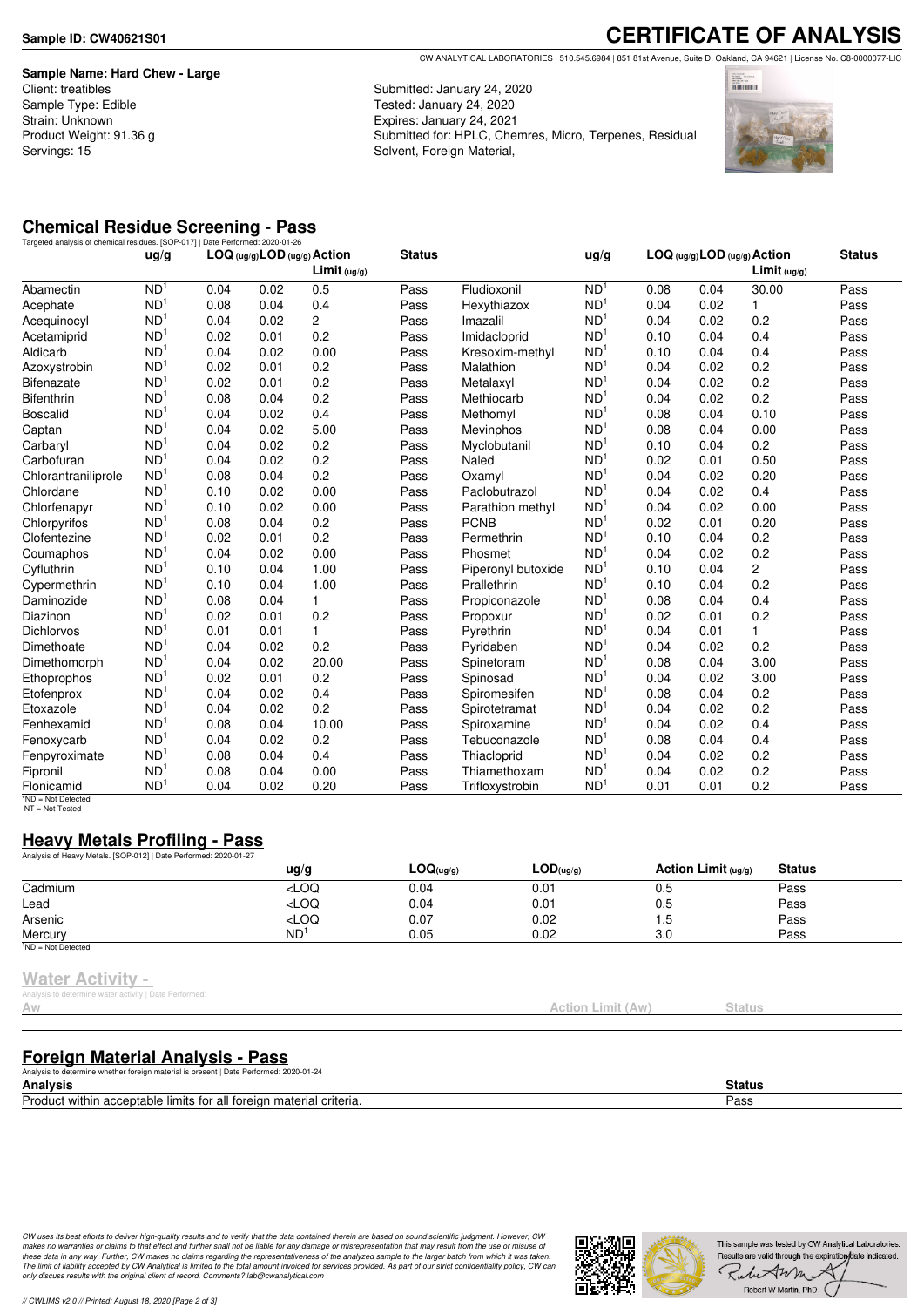**Sample ID: CW40621S01**

# CERTIFICATE OF ANALYSIS

CW ANALYTICAL LABORATORIES | 510.545.6984 | 851 81st Avenue, Suite D, Oakland, CA 94621 | License No. C8-0000077-LIC

**Sample Name: Hard Chew - Large**
Client: treatibles
Sample Type: Edible
Strain: Unknown
Product Weight: 91.36 g
Servings: 15

Submitted: January 24, 2020
Tested: January 24, 2020
Expires: January 24, 2021
Submitted for: HPLC, Chemres, Micro, Terpenes, Residual Solvent, Foreign Material,

## Chemical Residue Screening - Pass

Targeted analysis of chemical residues. [SOP-017] | Date Performed: 2020-01-26

| | ug/g | LOQ (ug/g) | LOD (ug/g) | Action Limit (ug/g) | Status | | ug/g | LOQ (ug/g) | LOD (ug/g) | Action Limit (ug/g) | Status |
|---|---|---|---|---|---|---|---|---|---|---|---|
| Abamectin | ND[1] | 0.04 | 0.02 | 0.5 | Pass | Fludioxonil | ND[1] | 0.08 | 0.04 | 30.00 | Pass |
| Acephate | ND[1] | 0.08 | 0.04 | 0.4 | Pass | Hexythiazox | ND[1] | 0.04 | 0.02 | 1 | Pass |
| Acequinocyl | ND[1] | 0.04 | 0.02 | 2 | Pass | Imazalil | ND[1] | 0.04 | 0.02 | 0.2 | Pass |
| Acetamiprid | ND[1] | 0.02 | 0.01 | 0.2 | Pass | Imidacloprid | ND[1] | 0.10 | 0.04 | 0.4 | Pass |
| Aldicarb | ND[1] | 0.04 | 0.02 | 0.00 | Pass | Kresoxim-methyl | ND[1] | 0.10 | 0.04 | 0.4 | Pass |
| Azoxystrobin | ND[1] | 0.02 | 0.01 | 0.2 | Pass | Malathion | ND[1] | 0.04 | 0.02 | 0.2 | Pass |
| Bifenazate | ND[1] | 0.02 | 0.01 | 0.2 | Pass | Metalaxyl | ND[1] | 0.04 | 0.02 | 0.2 | Pass |
| Bifenthrin | ND[1] | 0.08 | 0.04 | 0.2 | Pass | Methiocarb | ND[1] | 0.04 | 0.02 | 0.2 | Pass |
| Boscalid | ND[1] | 0.04 | 0.02 | 0.4 | Pass | Methomyl | ND[1] | 0.08 | 0.04 | 0.10 | Pass |
| Captan | ND[1] | 0.04 | 0.02 | 5.00 | Pass | Mevinphos | ND[1] | 0.08 | 0.04 | 0.00 | Pass |
| Carbaryl | ND[1] | 0.04 | 0.02 | 0.2 | Pass | Myclobutanil | ND[1] | 0.10 | 0.04 | 0.2 | Pass |
| Carbofuran | ND[1] | 0.04 | 0.02 | 0.2 | Pass | Naled | ND[1] | 0.02 | 0.01 | 0.50 | Pass |
| Chlorantraniliprole | ND[1] | 0.08 | 0.04 | 0.2 | Pass | Oxamyl | ND[1] | 0.04 | 0.02 | 0.20 | Pass |
| Chlordane | ND[1] | 0.10 | 0.02 | 0.00 | Pass | Paclobutrazol | ND[1] | 0.04 | 0.02 | 0.4 | Pass |
| Chlorfenapyr | ND[1] | 0.10 | 0.02 | 0.00 | Pass | Parathion methyl | ND[1] | 0.04 | 0.02 | 0.00 | Pass |
| Chlorpyrifos | ND[1] | 0.08 | 0.04 | 0.2 | Pass | PCNB | ND[1] | 0.02 | 0.01 | 0.20 | Pass |
| Clofentezine | ND[1] | 0.02 | 0.01 | 0.2 | Pass | Permethrin | ND[1] | 0.10 | 0.04 | 0.2 | Pass |
| Coumaphos | ND[1] | 0.04 | 0.02 | 0.00 | Pass | Phosmet | ND[1] | 0.04 | 0.02 | 0.2 | Pass |
| Cyfluthrin | ND[1] | 0.10 | 0.04 | 1.00 | Pass | Piperonyl butoxide | ND[1] | 0.10 | 0.04 | 2 | Pass |
| Cypermethrin | ND[1] | 0.10 | 0.04 | 1.00 | Pass | Prallethrin | ND[1] | 0.10 | 0.04 | 0.2 | Pass |
| Daminozide | ND[1] | 0.08 | 0.04 | 1 | Pass | Propiconazole | ND[1] | 0.08 | 0.04 | 0.4 | Pass |
| Diazinon | ND[1] | 0.02 | 0.01 | 0.2 | Pass | Propoxur | ND[1] | 0.02 | 0.01 | 0.2 | Pass |
| Dichlorvos | ND[1] | 0.01 | 0.01 | 1 | Pass | Pyrethrin | ND[1] | 0.04 | 0.01 | 1 | Pass |
| Dimethoate | ND[1] | 0.04 | 0.02 | 0.2 | Pass | Pyridaben | ND[1] | 0.04 | 0.02 | 0.2 | Pass |
| Dimethomorph | ND[1] | 0.04 | 0.02 | 20.00 | Pass | Spinetoram | ND[1] | 0.08 | 0.04 | 3.00 | Pass |
| Ethoprophos | ND[1] | 0.02 | 0.01 | 0.2 | Pass | Spinosad | ND[1] | 0.04 | 0.02 | 3.00 | Pass |
| Etofenprox | ND[1] | 0.04 | 0.02 | 0.4 | Pass | Spiromesifen | ND[1] | 0.08 | 0.04 | 0.2 | Pass |
| Etoxazole | ND[1] | 0.04 | 0.02 | 0.2 | Pass | Spirotetramat | ND[1] | 0.04 | 0.02 | 0.2 | Pass |
| Fenhexamid | ND[1] | 0.08 | 0.04 | 10.00 | Pass | Spiroxamine | ND[1] | 0.04 | 0.02 | 0.4 | Pass |
| Fenoxycarb | ND[1] | 0.04 | 0.02 | 0.2 | Pass | Tebuconazole | ND[1] | 0.08 | 0.04 | 0.4 | Pass |
| Fenpyroximate | ND[1] | 0.08 | 0.04 | 0.4 | Pass | Thiacloprid | ND[1] | 0.04 | 0.02 | 0.2 | Pass |
| Fipronil | ND[1] | 0.08 | 0.04 | 0.00 | Pass | Thiamethoxam | ND[1] | 0.04 | 0.02 | 0.2 | Pass |
| Flonicamid | ND[1] | 0.04 | 0.02 | 0.20 | Pass | Trifloxystrobin | ND[1] | 0.01 | 0.01 | 0.2 | Pass |

[1]ND = Not Detected
NT = Not Tested

## Heavy Metals Profiling - Pass

Analysis of Heavy Metals. [SOP-012] | Date Performed: 2020-01-27

| | ug/g | LOQ(ug/g) | LOD(ug/g) | Action Limit (ug/g) | Status |
|---|---|---|---|---|---|
| Cadmium | <LOQ | 0.04 | 0.01 | 0.5 | Pass |
| Lead | <LOQ | 0.04 | 0.01 | 0.5 | Pass |
| Arsenic | <LOQ | 0.07 | 0.02 | 1.5 | Pass |
| Mercury | ND[1] | 0.05 | 0.02 | 3.0 | Pass |

[1]ND = Not Detected

## Water Activity -

Analysis to determine water activity | Date Performed:

| Aw | Action Limit (Aw) | Status |
|---|---|---|

## Foreign Material Analysis - Pass

Analysis to determine whether foreign material is present | Date Performed: 2020-01-24

| Analysis | Status |
|---|---|
| Product within acceptable limits for all foreign material criteria. | Pass |

*CW uses its best efforts to deliver high-quality results and to verify that the data contained therein are based on sound scientific judgment. However, CW makes no warranties or claims to that effect and further shall not be liable for any damage or misrepresentation that may result from the use or misuse of these data in any way. Further, CW makes no claims regarding the representativeness of the analyzed sample to the larger batch from which it was taken. The limit of liability accepted by CW Analytical is limited to the total amount invoiced for services provided. As part of our strict confidentiality policy, CW can only discuss results with the original client of record. Comments? lab@cwanalytical.com*

This sample was tested by CW Analytical Laboratories. Results are valid through the expiration date indicated.

Robert W Martin, PhD

// CWLIMS v2.0 // Printed: August 18, 2020 [Page 2 of 3]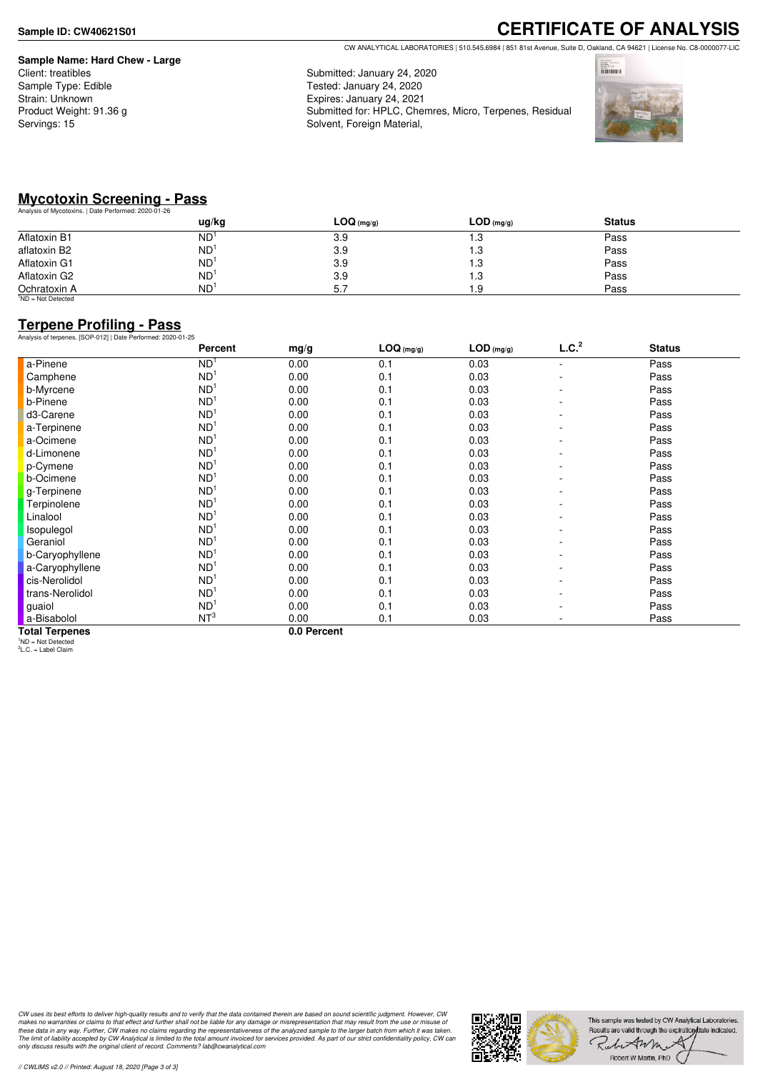**Sample ID: CW40621S01**

# CERTIFICATE OF ANALYSIS

CW ANALYTICAL LABORATORIES | 510.545.6984 | 851 81st Avenue, Suite D, Oakland, CA 94621 | License No. C8-0000077-LIC

**Sample Name: Hard Chew - Large**
Client: treatibles
Sample Type: Edible
Strain: Unknown
Product Weight: 91.36 g
Servings: 15

Submitted: January 24, 2020
Tested: January 24, 2020
Expires: January 24, 2021
Submitted for: HPLC, Chemres, Micro, Terpenes, Residual Solvent, Foreign Material,

## Mycotoxin Screening - Pass

Analysis of Mycotoxins. | Date Performed: 2020-01-26

| | ug/kg | LOQ (mg/g) | LOD (mg/g) | Status |
|---|---|---|---|---|
| Aflatoxin B1 | ND[1] | 3.9 | 1.3 | Pass |
| aflatoxin B2 | ND[1] | 3.9 | 1.3 | Pass |
| Aflatoxin G1 | ND[1] | 3.9 | 1.3 | Pass |
| Aflatoxin G2 | ND[1] | 3.9 | 1.3 | Pass |
| Ochratoxin A | ND[1] | 5.7 | 1.9 | Pass |

[1]ND = Not Detected

## Terpene Profiling - Pass

Analysis of terpenes. [SOP-012] | Date Performed: 2020-01-25

| | Percent | mg/g | LOQ (mg/g) | LOD (mg/g) | L.C.[2] | Status |
|---|---|---|---|---|---|---|
| a-Pinene | ND[1] | 0.00 | 0.1 | 0.03 | - | Pass |
| Camphene | ND[1] | 0.00 | 0.1 | 0.03 | - | Pass |
| b-Myrcene | ND[1] | 0.00 | 0.1 | 0.03 | - | Pass |
| b-Pinene | ND[1] | 0.00 | 0.1 | 0.03 | - | Pass |
| d3-Carene | ND[1] | 0.00 | 0.1 | 0.03 | - | Pass |
| a-Terpinene | ND[1] | 0.00 | 0.1 | 0.03 | - | Pass |
| a-Ocimene | ND[1] | 0.00 | 0.1 | 0.03 | - | Pass |
| d-Limonene | ND[1] | 0.00 | 0.1 | 0.03 | - | Pass |
| p-Cymene | ND[1] | 0.00 | 0.1 | 0.03 | - | Pass |
| b-Ocimene | ND[1] | 0.00 | 0.1 | 0.03 | - | Pass |
| g-Terpinene | ND[1] | 0.00 | 0.1 | 0.03 | - | Pass |
| Terpinolene | ND[1] | 0.00 | 0.1 | 0.03 | - | Pass |
| Linalool | ND[1] | 0.00 | 0.1 | 0.03 | - | Pass |
| Isopulegol | ND[1] | 0.00 | 0.1 | 0.03 | - | Pass |
| Geraniol | ND[1] | 0.00 | 0.1 | 0.03 | - | Pass |
| b-Caryophyllene | ND[1] | 0.00 | 0.1 | 0.03 | - | Pass |
| a-Caryophyllene | ND[1] | 0.00 | 0.1 | 0.03 | - | Pass |
| cis-Nerolidol | ND[1] | 0.00 | 0.1 | 0.03 | - | Pass |
| trans-Nerolidol | ND[1] | 0.00 | 0.1 | 0.03 | - | Pass |
| guaiol | ND[1] | 0.00 | 0.1 | 0.03 | - | Pass |
| a-Bisabolol | NT[3] | 0.00 | 0.1 | 0.03 | - | Pass |
| **Total Terpenes** | | **0.0 Percent** | | | | |

[1]ND = Not Detected
[2]L.C. = Label Claim

*CW uses its best efforts to deliver high-quality results and to verify that the data contained therein are based on sound scientific judgment. However, CW makes no warranties or claims to that effect and further shall not be liable for any damage or misrepresentation that may result from the use or misuse of these data in any way. Further, CW makes no claims regarding the representativeness of the analyzed sample to the larger batch from which it was taken. The limit of liability accepted by CW Analytical is limited to the total amount invoiced for services provided. As part of our strict confidentiality policy, CW can only discuss results with the original client of record. Comments? lab@cwanalytical.com*

This sample was tested by CW Analytical Laboratories. Results are valid through the expiration date indicated.

Robert W Martin, PhD

// CWLIMS v2.0 // Printed: August 18, 2020